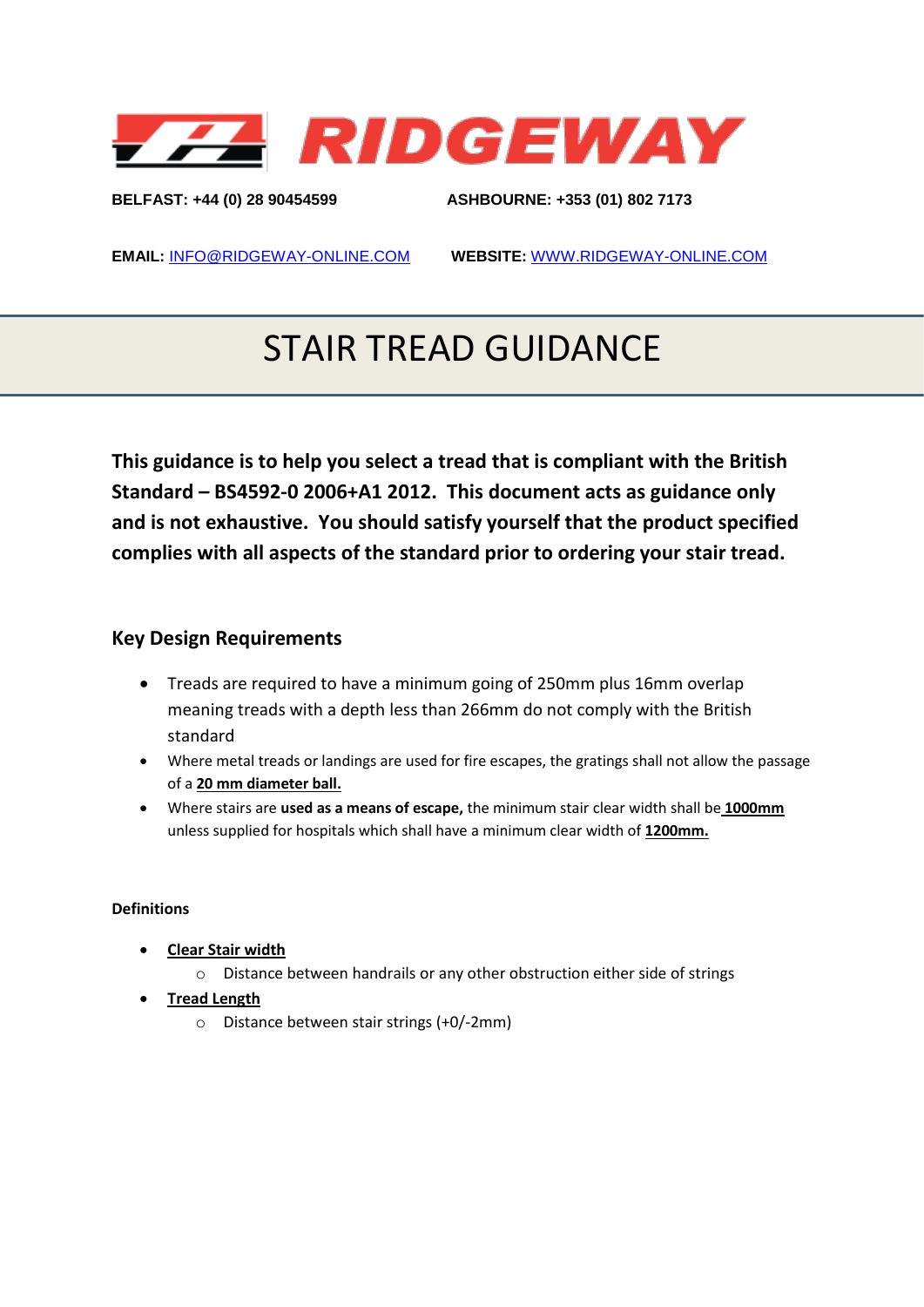# RIDGEWAY

**BELFAST: +44 (0) 28 90454599** **ASHBOURNE: +353 (01) 802 7173**

**EMAIL:** INFO@RIDGEWAY-ONLINE.COM **WEBSITE:** WWW.RIDGEWAY-ONLINE.COM

# STAIR TREAD GUIDANCE

**This guidance is to help you select a tread that is compliant with the British Standard – BS4592-0 2006+A1 2012. This document acts as guidance only and is not exhaustive. You should satisfy yourself that the product specified complies with all aspects of the standard prior to ordering your stair tread.**

## Key Design Requirements

- Treads are required to have a minimum going of 250mm plus 16mm overlap meaning treads with a depth less than 266mm do not comply with the British standard
- Where metal treads or landings are used for fire escapes, the gratings shall not allow the passage of a **20 mm diameter ball.**
- Where stairs are **used as a means of escape,** the minimum stair clear width shall be **1000mm** unless supplied for hospitals which shall have a minimum clear width of **1200mm.**

**Definitions**

- **Clear Stair width**
  - Distance between handrails or any other obstruction either side of strings
- **Tread Length**
  - Distance between stair strings (+0/-2mm)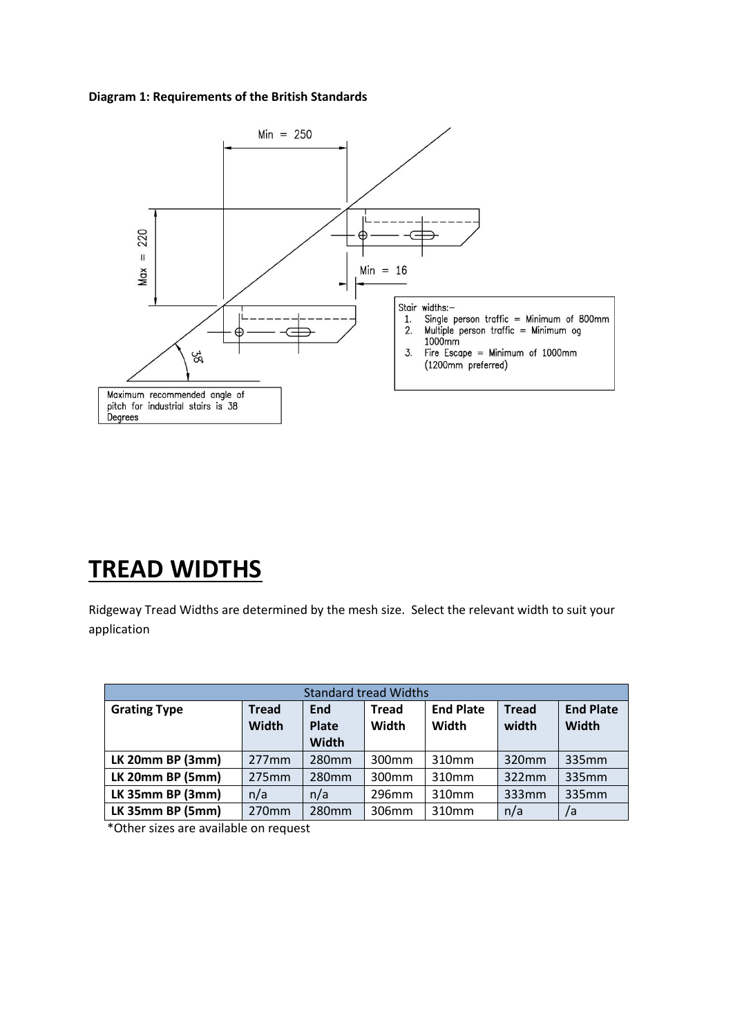**Diagram 1: Requirements of the British Standards**

Min = 250

Max = 220

Min = 16

38°

Stair widths:-
1. Single person traffic = Minimum of 800mm
2. Multiple person traffic = Minimum og 1000mm
3. Fire Escape = Minimum of 1000mm (1200mm preferred)

Maximum recommended angle of pitch for industrial stairs is 38 Degrees

# TREAD WIDTHS

Ridgeway Tread Widths are determined by the mesh size. Select the relevant width to suit your application

| Standard tread Widths | | | | | | |
|---|---|---|---|---|---|---|
| **Grating Type** | **Tread Width** | **End Plate Width** | **Tread Width** | **End Plate Width** | **Tread width** | **End Plate Width** |
| **LK 20mm BP (3mm)** | 277mm | 280mm | 300mm | 310mm | 320mm | 335mm |
| **LK 20mm BP (5mm)** | 275mm | 280mm | 300mm | 310mm | 322mm | 335mm |
| **LK 35mm BP (3mm)** | n/a | n/a | 296mm | 310mm | 333mm | 335mm |
| **LK 35mm BP (5mm)** | 270mm | 280mm | 306mm | 310mm | n/a | /a |

*Other sizes are available on request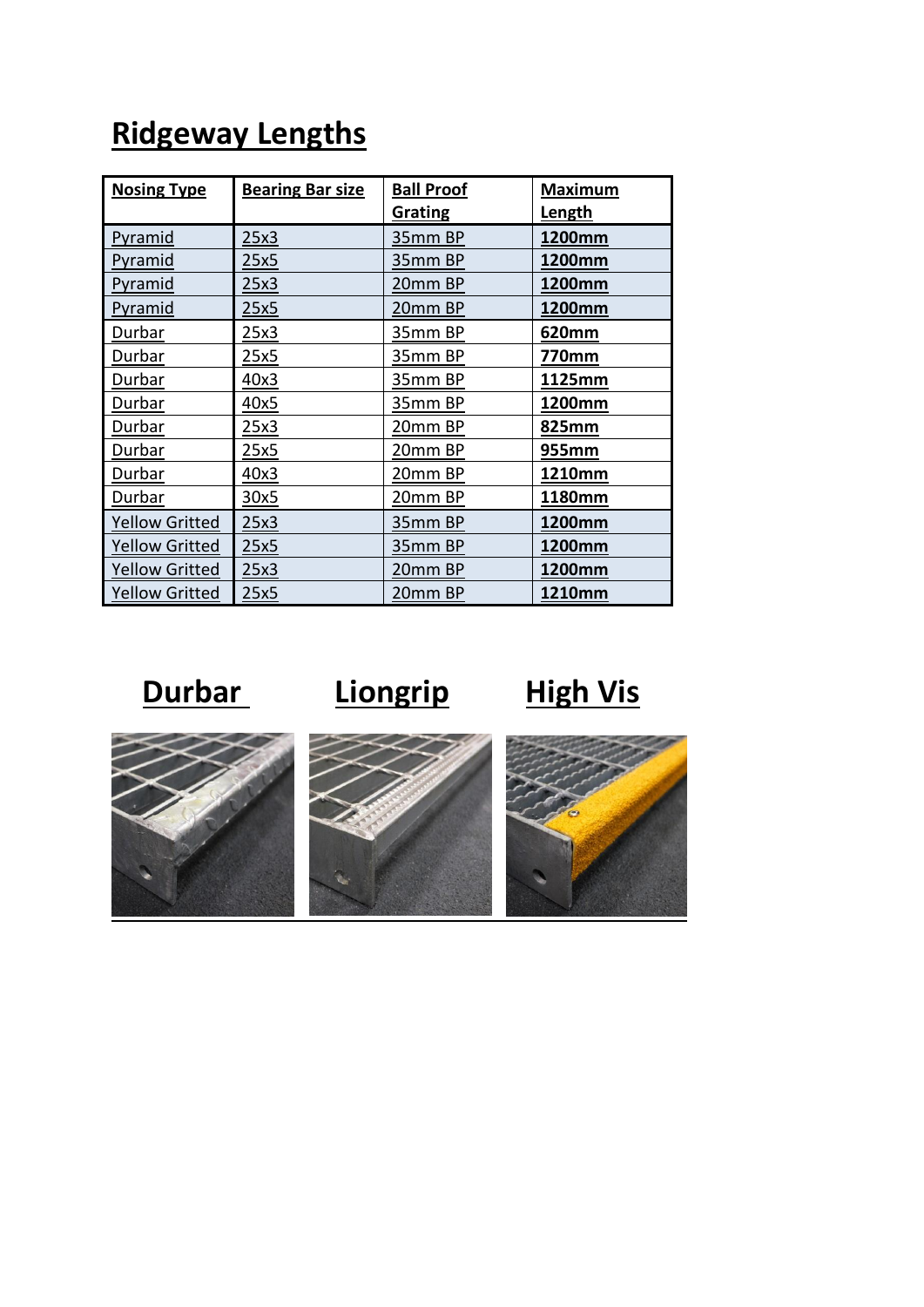# Ridgeway Lengths

| Nosing Type | Bearing Bar size | Ball Proof Grating | Maximum Length |
|---|---|---|---|
| Pyramid | 25x3 | 35mm BP | **1200mm** |
| Pyramid | 25x5 | 35mm BP | **1200mm** |
| Pyramid | 25x3 | 20mm BP | **1200mm** |
| Pyramid | 25x5 | 20mm BP | **1200mm** |
| Durbar | 25x3 | 35mm BP | **620mm** |
| Durbar | 25x5 | 35mm BP | **770mm** |
| Durbar | 40x3 | 35mm BP | **1125mm** |
| Durbar | 40x5 | 35mm BP | **1200mm** |
| Durbar | 25x3 | 20mm BP | **825mm** |
| Durbar | 25x5 | 20mm BP | **955mm** |
| Durbar | 40x3 | 20mm BP | **1210mm** |
| Durbar | 30x5 | 20mm BP | **1180mm** |
| Yellow Gritted | 25x3 | 35mm BP | **1200mm** |
| Yellow Gritted | 25x5 | 35mm BP | **1200mm** |
| Yellow Gritted | 25x3 | 20mm BP | **1200mm** |
| Yellow Gritted | 25x5 | 20mm BP | **1210mm** |

## Durbar

## Liongrip

## High Vis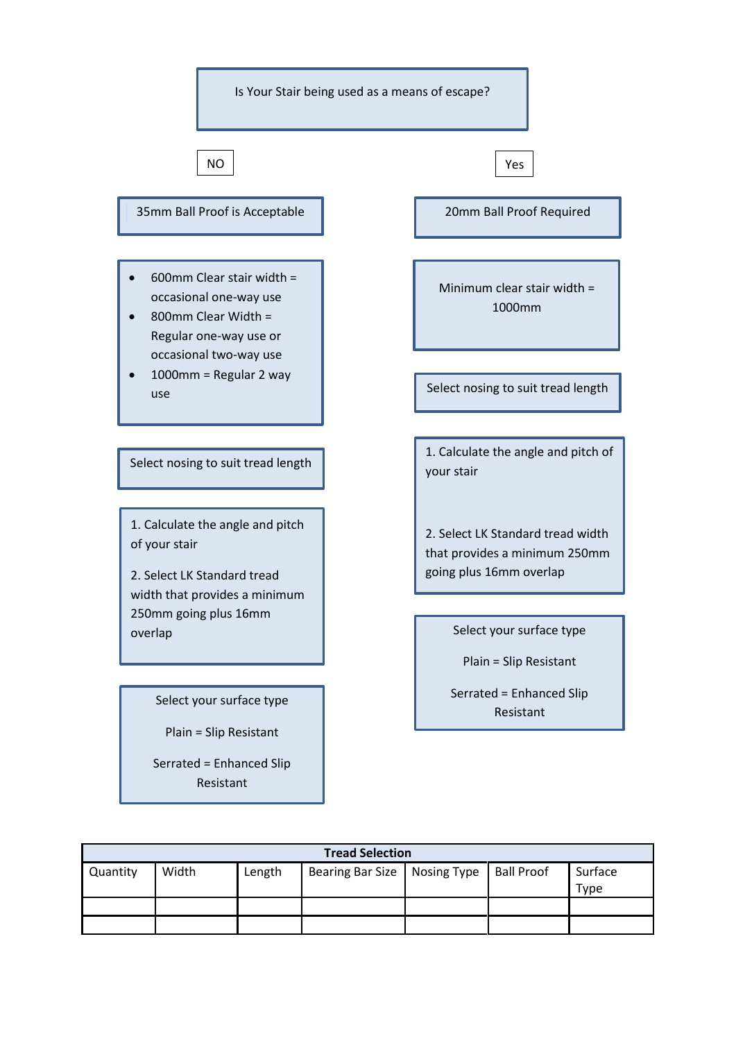Is Your Stair being used as a means of escape?

NO

35mm Ball Proof is Acceptable

- 600mm Clear stair width = occasional one-way use
- 800mm Clear Width = Regular one-way use or occasional two-way use
- 1000mm = Regular 2 way use

Select nosing to suit tread length

1. Calculate the angle and pitch of your stair

2. Select LK Standard tread width that provides a minimum 250mm going plus 16mm overlap

Select your surface type

Plain = Slip Resistant

Serrated = Enhanced Slip Resistant

Yes

20mm Ball Proof Required

Minimum clear stair width = 1000mm

Select nosing to suit tread length

1. Calculate the angle and pitch of your stair

2. Select LK Standard tread width that provides a minimum 250mm going plus 16mm overlap

Select your surface type

Plain = Slip Resistant

Serrated = Enhanced Slip Resistant

| Tread Selection | | | | | | |
|---|---|---|---|---|---|---|
| Quantity | Width | Length | Bearing Bar Size | Nosing Type | Ball Proof | Surface Type |
| | | | | | | |
| | | | | | | |